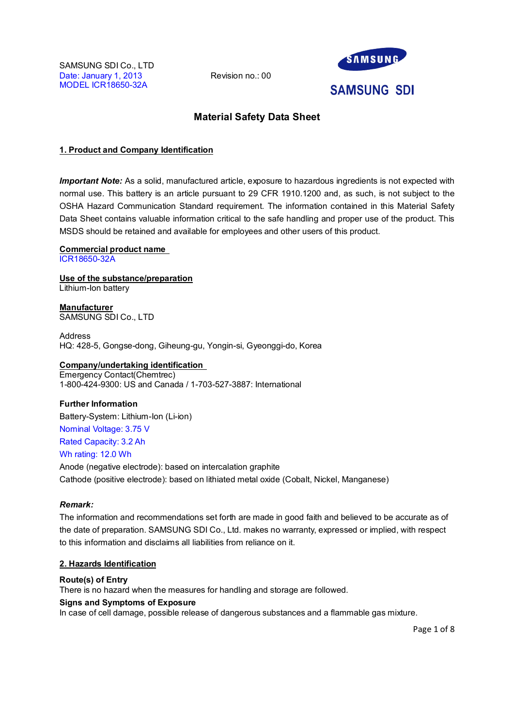SAMSUNG SDI Co., LTD
Date: January 1, 2013
MODEL ICR18650-32A

Revision no.: 00

SAMSUNG SDI

# Material Safety Data Sheet

## 1. Product and Company Identification

***Important Note:*** As a solid, manufactured article, exposure to hazardous ingredients is not expected with normal use. This battery is an article pursuant to 29 CFR 1910.1200 and, as such, is not subject to the OSHA Hazard Communication Standard requirement. The information contained in this Material Safety Data Sheet contains valuable information critical to the safe handling and proper use of the product. This MSDS should be retained and available for employees and other users of this product.

**Commercial product name**
ICR18650-32A

**Use of the substance/preparation**
Lithium-Ion battery

**Manufacturer**
SAMSUNG SDI Co., LTD

Address
HQ: 428-5, Gongse-dong, Giheung-gu, Yongin-si, Gyeonggi-do, Korea

**Company/undertaking identification**
Emergency Contact(Chemtrec)
1-800-424-9300: US and Canada / 1-703-527-3887: International

**Further Information**

Battery-System: Lithium-Ion (Li-ion)
Nominal Voltage: 3.75 V
Rated Capacity: 3.2 Ah
Wh rating: 12.0 Wh
Anode (negative electrode): based on intercalation graphite
Cathode (positive electrode): based on lithiated metal oxide (Cobalt, Nickel, Manganese)

***Remark:***

The information and recommendations set forth are made in good faith and believed to be accurate as of the date of preparation. SAMSUNG SDI Co., Ltd. makes no warranty, expressed or implied, with respect to this information and disclaims all liabilities from reliance on it.

## 2. Hazards Identification

**Route(s) of Entry**
There is no hazard when the measures for handling and storage are followed.

**Signs and Symptoms of Exposure**
In case of cell damage, possible release of dangerous substances and a flammable gas mixture.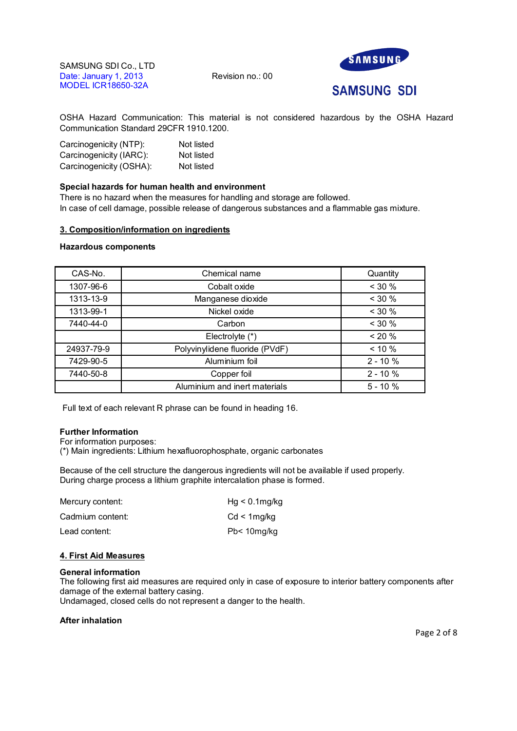OSHA Hazard Communication: This material is not considered hazardous by the OSHA Hazard Communication Standard 29CFR 1910.1200.

Carcinogenicity (NTP): Not listed
Carcinogenicity (IARC): Not listed
Carcinogenicity (OSHA): Not listed

**Special hazards for human health and environment**
There is no hazard when the measures for handling and storage are followed.
In case of cell damage, possible release of dangerous substances and a flammable gas mixture.

## 3. Composition/information on ingredients

**Hazardous components**

| CAS-No. | Chemical name | Quantity |
|---|---|---|
| 1307-96-6 | Cobalt oxide | < 30 % |
| 1313-13-9 | Manganese dioxide | < 30 % |
| 1313-99-1 | Nickel oxide | < 30 % |
| 7440-44-0 | Carbon | < 30 % |
| | Electrolyte (*) | < 20 % |
| 24937-79-9 | Polyvinylidene fluoride (PVdF) | < 10 % |
| 7429-90-5 | Aluminium foil | 2 - 10 % |
| 7440-50-8 | Copper foil | 2 - 10 % |
| | Aluminium and inert materials | 5 - 10 % |

Full text of each relevant R phrase can be found in heading 16.

**Further Information**
For information purposes:
(*) Main ingredients: Lithium hexafluorophosphate, organic carbonates

Because of the cell structure the dangerous ingredients will not be available if used properly.
During charge process a lithium graphite intercalation phase is formed.

Mercury content: Hg < 0.1mg/kg

Cadmium content: Cd < 1mg/kg

Lead content: Pb< 10mg/kg

## 4. First Aid Measures

**General information**
The following first aid measures are required only in case of exposure to interior battery components after damage of the external battery casing.
Undamaged, closed cells do not represent a danger to the health.

**After inhalation**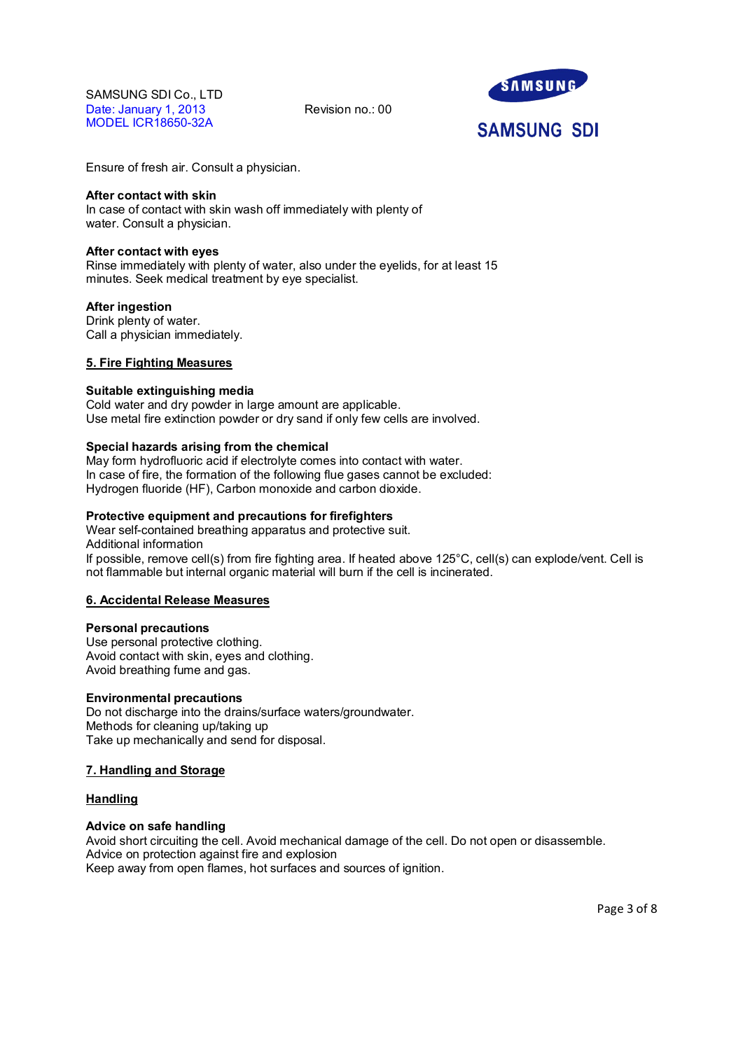Ensure of fresh air. Consult a physician.

**After contact with skin**
In case of contact with skin wash off immediately with plenty of water. Consult a physician.

**After contact with eyes**
Rinse immediately with plenty of water, also under the eyelids, for at least 15 minutes. Seek medical treatment by eye specialist.

**After ingestion**
Drink plenty of water.
Call a physician immediately.

## 5. Fire Fighting Measures

**Suitable extinguishing media**
Cold water and dry powder in large amount are applicable.
Use metal fire extinction powder or dry sand if only few cells are involved.

**Special hazards arising from the chemical**
May form hydrofluoric acid if electrolyte comes into contact with water.
In case of fire, the formation of the following flue gases cannot be excluded:
Hydrogen fluoride (HF), Carbon monoxide and carbon dioxide.

**Protective equipment and precautions for firefighters**
Wear self-contained breathing apparatus and protective suit.
Additional information
If possible, remove cell(s) from fire fighting area. If heated above 125°C, cell(s) can explode/vent. Cell is not flammable but internal organic material will burn if the cell is incinerated.

## 6. Accidental Release Measures

**Personal precautions**
Use personal protective clothing.
Avoid contact with skin, eyes and clothing.
Avoid breathing fume and gas.

**Environmental precautions**
Do not discharge into the drains/surface waters/groundwater.
Methods for cleaning up/taking up
Take up mechanically and send for disposal.

## 7. Handling and Storage

### Handling

**Advice on safe handling**
Avoid short circuiting the cell. Avoid mechanical damage of the cell. Do not open or disassemble.
Advice on protection against fire and explosion
Keep away from open flames, hot surfaces and sources of ignition.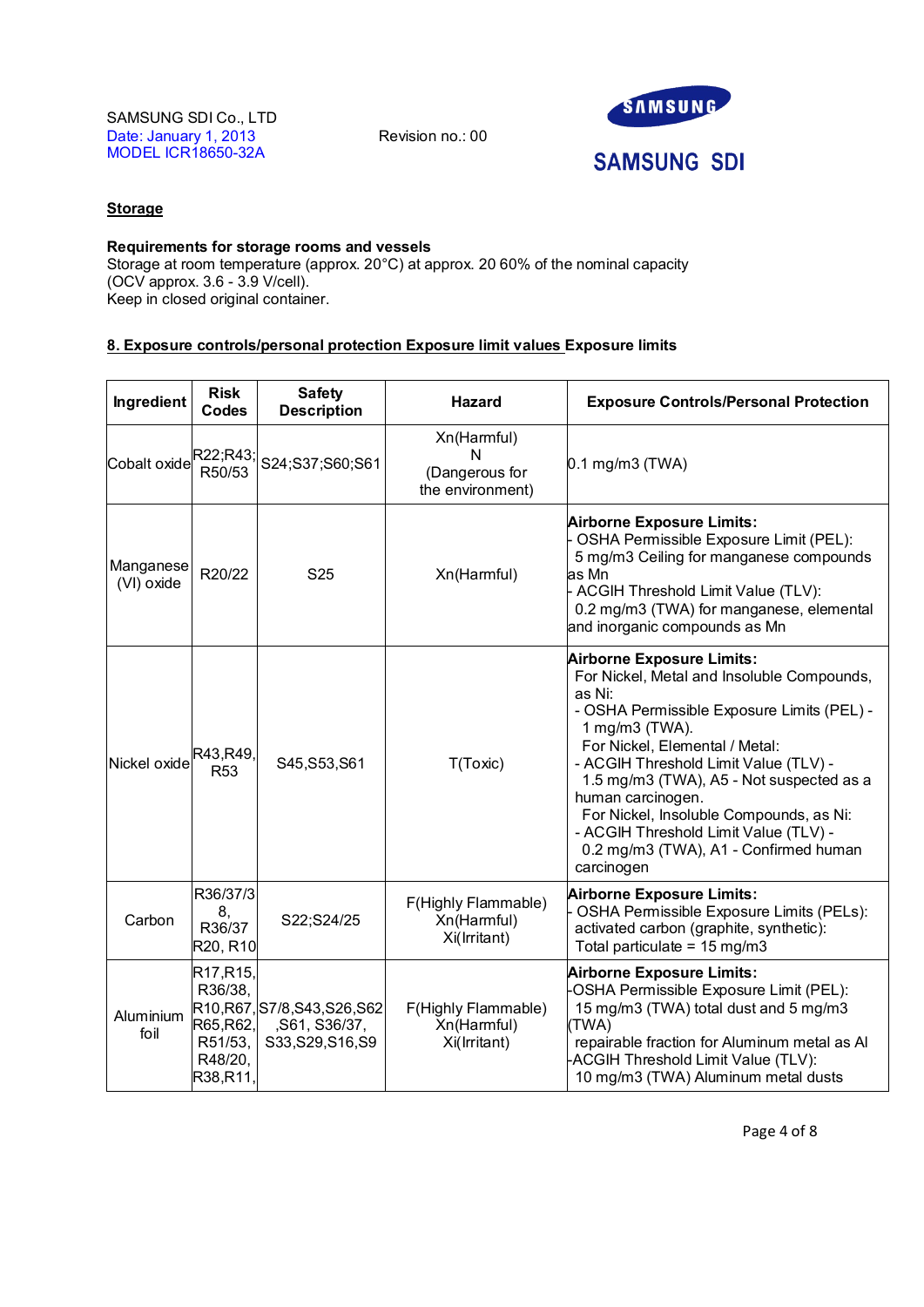SAMSUNG SDI Co., LTD
Date: January 1, 2013
MODEL ICR18650-32A

Revision no.: 00

SAMSUNG SDI

## Storage

**Requirements for storage rooms and vessels**
Storage at room temperature (approx. 20°C) at approx. 20 60% of the nominal capacity (OCV approx. 3.6 - 3.9 V/cell).
Keep in closed original container.

## 8. Exposure controls/personal protection Exposure limit values Exposure limits

| Ingredient | Risk Codes | Safety Description | Hazard | Exposure Controls/Personal Protection |
|---|---|---|---|---|
| Cobalt oxide | R22;R43; R50/53 | S24;S37;S60;S61 | Xn(Harmful) N (Dangerous for the environment) | 0.1 mg/m3 (TWA) |
| Manganese (VI) oxide | R20/22 | S25 | Xn(Harmful) | **Airborne Exposure Limits:** - OSHA Permissible Exposure Limit (PEL): 5 mg/m3 Ceiling for manganese compounds as Mn - ACGIH Threshold Limit Value (TLV): 0.2 mg/m3 (TWA) for manganese, elemental and inorganic compounds as Mn |
| Nickel oxide | R43,R49, R53 | S45,S53,S61 | T(Toxic) | **Airborne Exposure Limits:** For Nickel, Metal and Insoluble Compounds, as Ni: - OSHA Permissible Exposure Limits (PEL) - 1 mg/m3 (TWA). For Nickel, Elemental / Metal: - ACGIH Threshold Limit Value (TLV) - 1.5 mg/m3 (TWA), A5 - Not suspected as a human carcinogen. For Nickel, Insoluble Compounds, as Ni: - ACGIH Threshold Limit Value (TLV) - 0.2 mg/m3 (TWA), A1 - Confirmed human carcinogen |
| Carbon | R36/37/38, R36/37 R20, R10 | S22;S24/25 | F(Highly Flammable) Xn(Harmful) Xi(Irritant) | **Airborne Exposure Limits:** - OSHA Permissible Exposure Limits (PELs): activated carbon (graphite, synthetic): Total particulate = 15 mg/m3 |
| Aluminium foil | R17,R15, R36/38, R10,R67, R65,R62, R51/53, R48/20, R38,R11, | S7/8,S43,S26,S62 ,S61, S36/37, S33,S29,S16,S9 | F(Highly Flammable) Xn(Harmful) Xi(Irritant) | **Airborne Exposure Limits:** -OSHA Permissible Exposure Limit (PEL): 15 mg/m3 (TWA) total dust and 5 mg/m3 (TWA) repairable fraction for Aluminum metal as Al -ACGIH Threshold Limit Value (TLV): 10 mg/m3 (TWA) Aluminum metal dusts |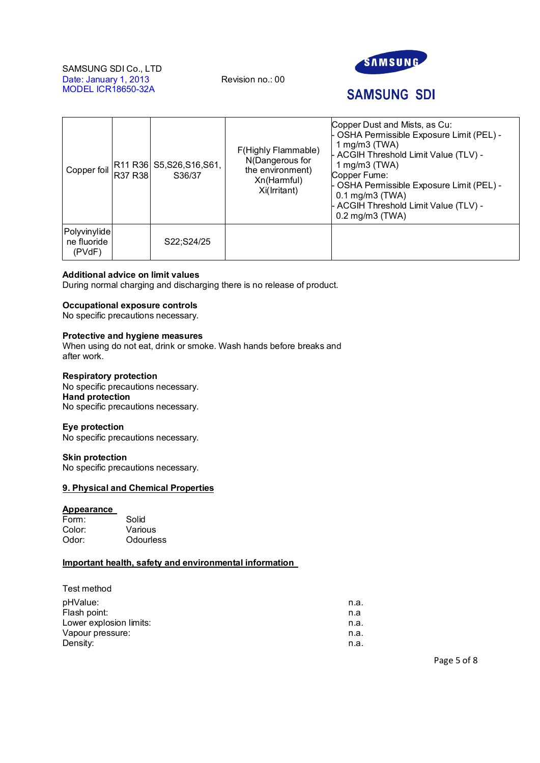| Copper foil | R11 R36 R37 R38 | S5,S26,S16,S61, S36/37 | F(Highly Flammable) N(Dangerous for the environment) Xn(Harmful) Xi(Irritant) | Copper Dust and Mists, as Cu: - OSHA Permissible Exposure Limit (PEL) - 1 mg/m3 (TWA) - ACGIH Threshold Limit Value (TLV) - 1 mg/m3 (TWA) Copper Fume: - OSHA Permissible Exposure Limit (PEL) - 0.1 mg/m3 (TWA) - ACGIH Threshold Limit Value (TLV) - 0.2 mg/m3 (TWA) |
|---|---|---|---|---|
| Polyvinylidene fluoride (PVdF) | | S22;S24/25 | | |

**Additional advice on limit values**
During normal charging and discharging there is no release of product.

**Occupational exposure controls**
No specific precautions necessary.

**Protective and hygiene measures**
When using do not eat, drink or smoke. Wash hands before breaks and after work.

**Respiratory protection**
No specific precautions necessary.

**Hand protection**
No specific precautions necessary.

**Eye protection**
No specific precautions necessary.

**Skin protection**
No specific precautions necessary.

## 9. Physical and Chemical Properties

**Appearance**

| | |
|---|---|
| Form: | Solid |
| Color: | Various |
| Odor: | Odourless |

**Important health, safety and environmental information**

Test method

| | |
|---|---|
| pHValue: | n.a. |
| Flash point: | n.a |
| Lower explosion limits: | n.a. |
| Vapour pressure: | n.a. |
| Density: | n.a. |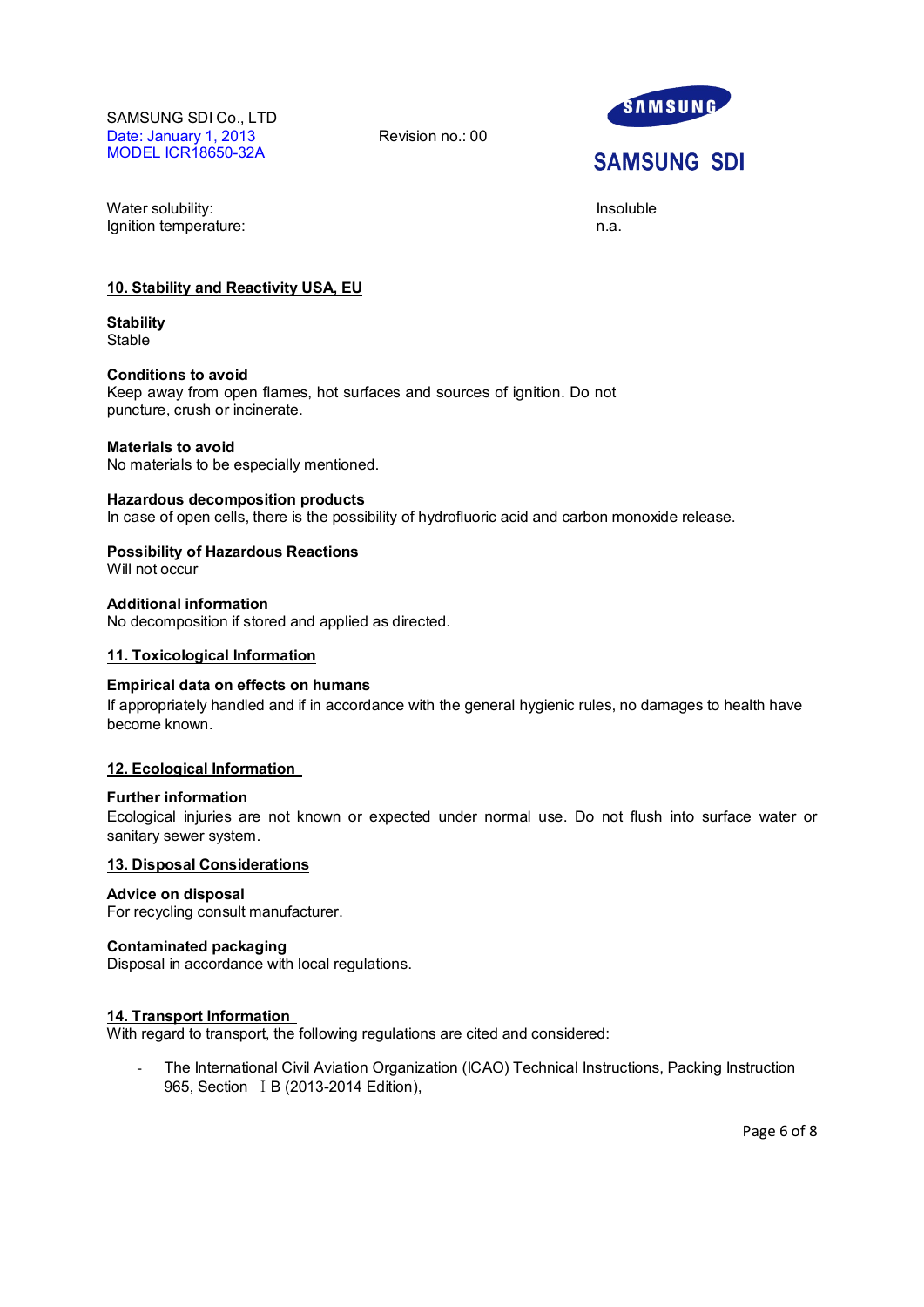Water solubility: Insoluble
Ignition temperature: n.a.

## 10. Stability and Reactivity USA, EU

**Stability**
Stable

**Conditions to avoid**
Keep away from open flames, hot surfaces and sources of ignition. Do not puncture, crush or incinerate.

**Materials to avoid**
No materials to be especially mentioned.

**Hazardous decomposition products**
In case of open cells, there is the possibility of hydrofluoric acid and carbon monoxide release.

**Possibility of Hazardous Reactions**
Will not occur

**Additional information**
No decomposition if stored and applied as directed.

## 11. Toxicological Information

**Empirical data on effects on humans**
If appropriately handled and if in accordance with the general hygienic rules, no damages to health have become known.

## 12. Ecological Information

**Further information**
Ecological injuries are not known or expected under normal use. Do not flush into surface water or sanitary sewer system.

## 13. Disposal Considerations

**Advice on disposal**
For recycling consult manufacturer.

**Contaminated packaging**
Disposal in accordance with local regulations.

## 14. Transport Information

With regard to transport, the following regulations are cited and considered:

- The International Civil Aviation Organization (ICAO) Technical Instructions, Packing Instruction 965, Section ⅠB (2013-2014 Edition),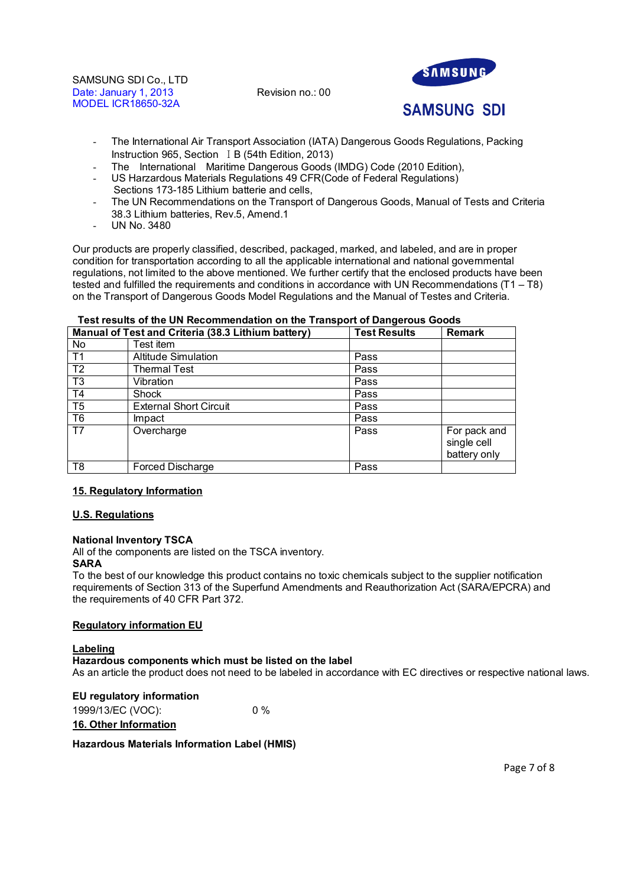- The International Air Transport Association (IATA) Dangerous Goods Regulations, Packing Instruction 965, Section Ⅰ B (54th Edition, 2013)
- The International Maritime Dangerous Goods (IMDG) Code (2010 Edition),
- US Harzardous Materials Regulations 49 CFR(Code of Federal Regulations) Sections 173-185 Lithium batterie and cells,
- The UN Recommendations on the Transport of Dangerous Goods, Manual of Tests and Criteria 38.3 Lithium batteries, Rev.5, Amend.1
- UN No. 3480

Our products are properly classified, described, packaged, marked, and labeled, and are in proper condition for transportation according to all the applicable international and national governmental regulations, not limited to the above mentioned. We further certify that the enclosed products have been tested and fulfilled the requirements and conditions in accordance with UN Recommendations (T1 – T8) on the Transport of Dangerous Goods Model Regulations and the Manual of Testes and Criteria.

**Test results of the UN Recommendation on the Transport of Dangerous Goods**

| **Manual of Test and Criteria (38.3 Lithium battery)** | | **Test Results** | **Remark** |
|---|---|---|---|
| No | Test item | | |
| T1 | Altitude Simulation | Pass | |
| T2 | Thermal Test | Pass | |
| T3 | Vibration | Pass | |
| T4 | Shock | Pass | |
| T5 | External Short Circuit | Pass | |
| T6 | Impact | Pass | |
| T7 | Overcharge | Pass | For pack and single cell battery only |
| T8 | Forced Discharge | Pass | |

## 15. Regulatory Information

### U.S. Regulations

**National Inventory TSCA**
All of the components are listed on the TSCA inventory.

**SARA**
To the best of our knowledge this product contains no toxic chemicals subject to the supplier notification requirements of Section 313 of the Superfund Amendments and Reauthorization Act (SARA/EPCRA) and the requirements of 40 CFR Part 372.

### Regulatory information EU

**Labeling**

**Hazardous components which must be listed on the label**
As an article the product does not need to be labeled in accordance with EC directives or respective national laws.

**EU regulatory information**
1999/13/EC (VOC): 0 %

## 16. Other Information

**Hazardous Materials Information Label (HMIS)**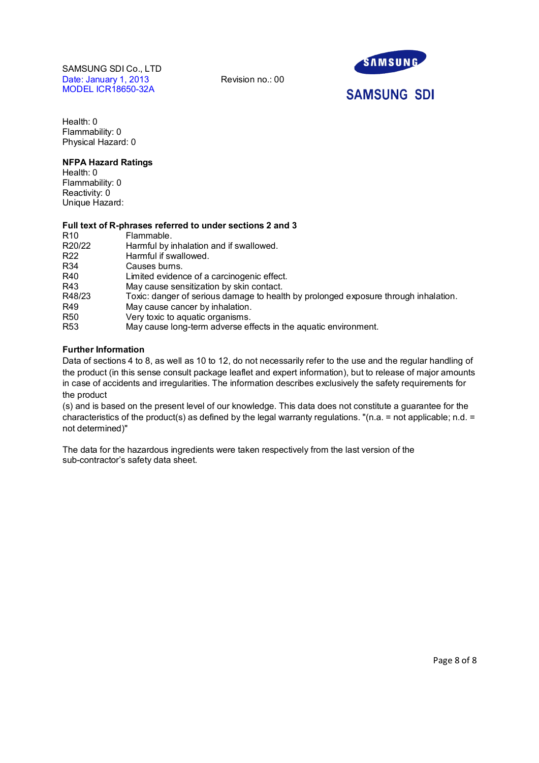Health: 0
Flammability: 0
Physical Hazard: 0

**NFPA Hazard Ratings**
Health: 0
Flammability: 0
Reactivity: 0
Unique Hazard:

**Full text of R-phrases referred to under sections 2 and 3**

| | |
|---|---|
| R10 | Flammable. |
| R20/22 | Harmful by inhalation and if swallowed. |
| R22 | Harmful if swallowed. |
| R34 | Causes burns. |
| R40 | Limited evidence of a carcinogenic effect. |
| R43 | May cause sensitization by skin contact. |
| R48/23 | Toxic: danger of serious damage to health by prolonged exposure through inhalation. |
| R49 | May cause cancer by inhalation. |
| R50 | Very toxic to aquatic organisms. |
| R53 | May cause long-term adverse effects in the aquatic environment. |

**Further Information**

Data of sections 4 to 8, as well as 10 to 12, do not necessarily refer to the use and the regular handling of the product (in this sense consult package leaflet and expert information), but to release of major amounts in case of accidents and irregularities. The information describes exclusively the safety requirements for the product
(s) and is based on the present level of our knowledge. This data does not constitute a guarantee for the characteristics of the product(s) as defined by the legal warranty regulations. "(n.a. = not applicable; n.d. = not determined)"

The data for the hazardous ingredients were taken respectively from the last version of the sub-contractor's safety data sheet.